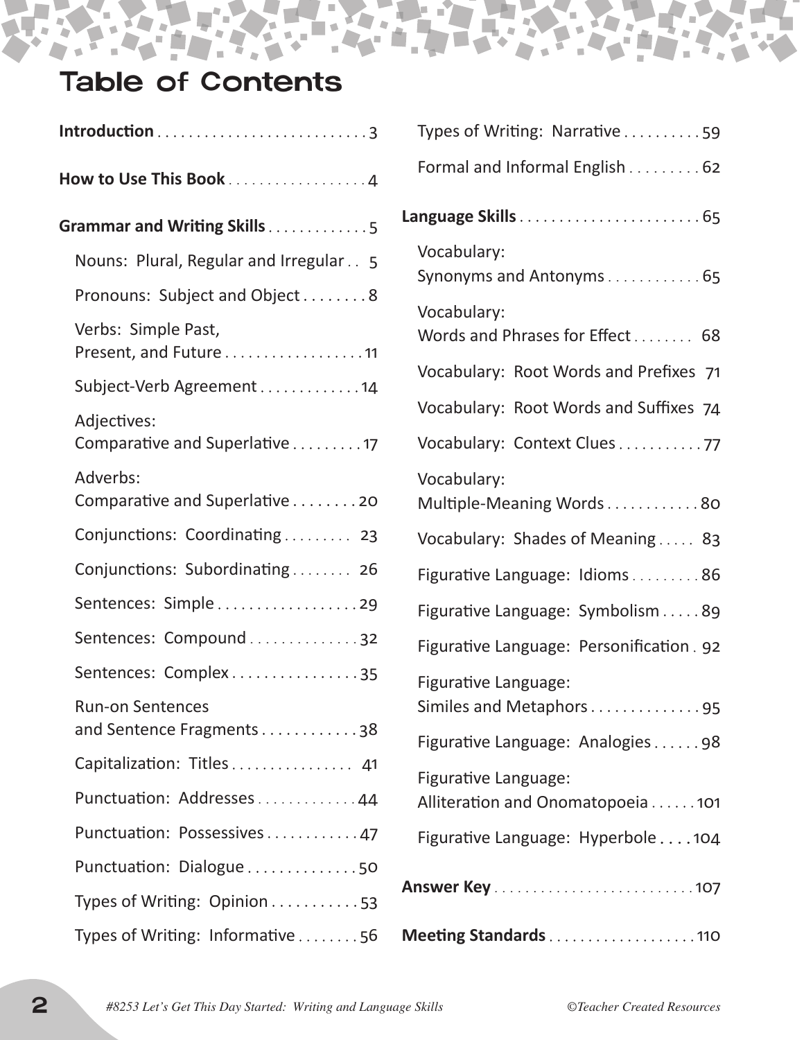# Table of Contents

**Introduction** . . . . . . . . . . . . . . . . . . . . . . . . . . . 3

**How to Use This Book** . . . . . . . . . . . . . . . . . . 4

**Grammar and Writing Skills** . . . . . . . . . . . . . 5

- Nouns: Plural, Regular and Irregular . . 5
- Pronouns: Subject and Object . . . . . . . . 8
- Verbs: Simple Past, Present, and Future . . . . . . . . . . . . . . . . . . 11
- Subject-Verb Agreement . . . . . . . . . . . . . 14
- Adjectives: Comparative and Superlative . . . . . . . . . 17
- Adverbs: Comparative and Superlative . . . . . . . . 20
- Conjunctions: Coordinating . . . . . . . . . 23
- Conjunctions: Subordinating . . . . . . . . 26
- Sentences: Simple . . . . . . . . . . . . . . . . . . 29
- Sentences: Compound . . . . . . . . . . . . . . 32
- Sentences: Complex . . . . . . . . . . . . . . . . 35
- Run-on Sentences and Sentence Fragments . . . . . . . . . . . . 38
- Capitalization: Titles . . . . . . . . . . . . . . . . 41
- Punctuation: Addresses . . . . . . . . . . . . . 44
- Punctuation: Possessives . . . . . . . . . . . . 47
- Punctuation: Dialogue . . . . . . . . . . . . . . 50
- Types of Writing: Opinion . . . . . . . . . . . 53
- Types of Writing: Informative . . . . . . . . 56
- Types of Writing: Narrative . . . . . . . . . . 59
- Formal and Informal English . . . . . . . . . 62

**Language Skills** . . . . . . . . . . . . . . . . . . . . . . . . 65

- Vocabulary: Synonyms and Antonyms . . . . . . . . . . . . 65
- Vocabulary: Words and Phrases for Effect . . . . . . . . 68
- Vocabulary: Root Words and Prefixes 71
- Vocabulary: Root Words and Suffixes 74
- Vocabulary: Context Clues . . . . . . . . . . . 77
- Vocabulary: Multiple-Meaning Words . . . . . . . . . . . . 80
- Vocabulary: Shades of Meaning . . . . . 83
- Figurative Language: Idioms . . . . . . . . . 86
- Figurative Language: Symbolism . . . . . 89
- Figurative Language: Personification . 92
- Figurative Language: Similes and Metaphors . . . . . . . . . . . . . . 95
- Figurative Language: Analogies . . . . . . 98
- Figurative Language: Alliteration and Onomatopoeia . . . . . . 101
- Figurative Language: Hyperbole . . . . 104

**Answer Key** . . . . . . . . . . . . . . . . . . . . . . . . . . 107

**Meeting Standards** . . . . . . . . . . . . . . . . . . . 110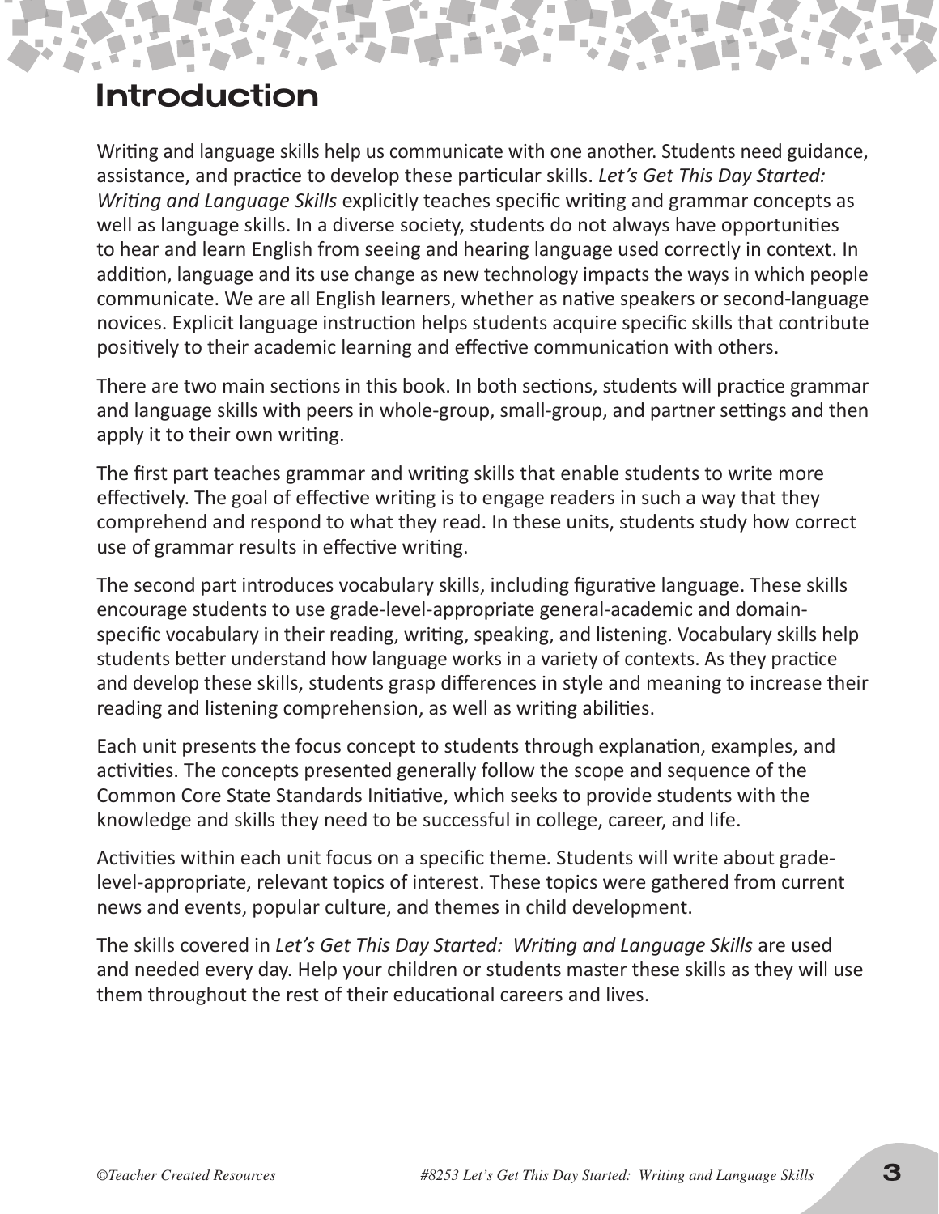# Introduction

Writing and language skills help us communicate with one another. Students need guidance, assistance, and practice to develop these particular skills. *Let's Get This Day Started: Writing and Language Skills* explicitly teaches specific writing and grammar concepts as well as language skills. In a diverse society, students do not always have opportunities to hear and learn English from seeing and hearing language used correctly in context. In addition, language and its use change as new technology impacts the ways in which people communicate. We are all English learners, whether as native speakers or second-language novices. Explicit language instruction helps students acquire specific skills that contribute positively to their academic learning and effective communication with others.

There are two main sections in this book. In both sections, students will practice grammar and language skills with peers in whole-group, small-group, and partner settings and then apply it to their own writing.

The first part teaches grammar and writing skills that enable students to write more effectively. The goal of effective writing is to engage readers in such a way that they comprehend and respond to what they read. In these units, students study how correct use of grammar results in effective writing.

The second part introduces vocabulary skills, including figurative language. These skills encourage students to use grade-level-appropriate general-academic and domain-specific vocabulary in their reading, writing, speaking, and listening. Vocabulary skills help students better understand how language works in a variety of contexts. As they practice and develop these skills, students grasp differences in style and meaning to increase their reading and listening comprehension, as well as writing abilities.

Each unit presents the focus concept to students through explanation, examples, and activities. The concepts presented generally follow the scope and sequence of the Common Core State Standards Initiative, which seeks to provide students with the knowledge and skills they need to be successful in college, career, and life.

Activities within each unit focus on a specific theme. Students will write about grade-level-appropriate, relevant topics of interest. These topics were gathered from current news and events, popular culture, and themes in child development.

The skills covered in *Let's Get This Day Started: Writing and Language Skills* are used and needed every day. Help your children or students master these skills as they will use them throughout the rest of their educational careers and lives.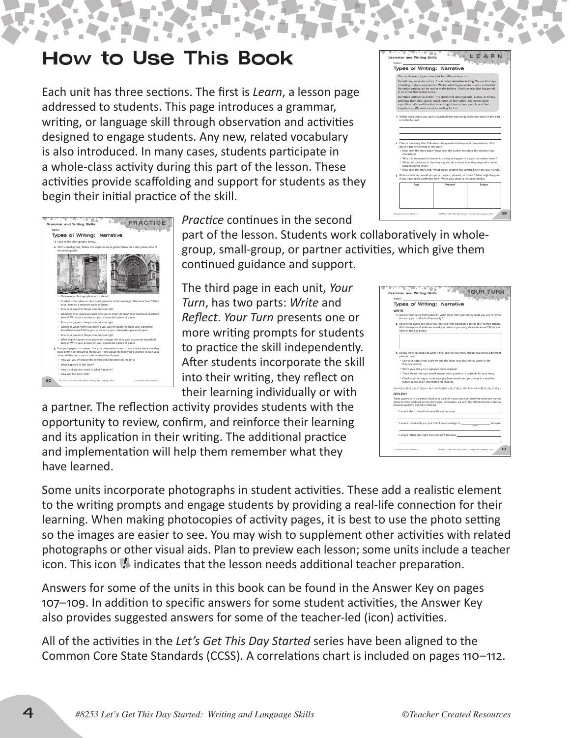# How to Use This Book

Each unit has three sections. The first is *Learn*, a lesson page addressed to students. This page introduces a grammar, writing, or language skill through observation and activities designed to engage students. Any new, related vocabulary is also introduced. In many cases, students participate in a whole-class activity during this part of the lesson. These activities provide scaffolding and support for students as they begin their initial practice of the skill.

*Practice* continues in the second part of the lesson. Students work collaboratively in whole-group, small-group, or partner activities, which give them continued guidance and support.

The third page in each unit, *Your Turn*, has two parts: *Write* and *Reflect*. *Your Turn* presents one or more writing prompts for students to practice the skill independently. After students incorporate the skill into their writing, they reflect on their learning individually or with a partner. The reflection activity provides students with the opportunity to review, confirm, and reinforce their learning and its application in their writing. The additional practice and implementation will help them remember what they have learned.

Some units incorporate photographs in student activities. These add a realistic element to the writing prompts and engage students by providing a real-life connection for their learning. When making photocopies of activity pages, it is best to use the photo setting so the images are easier to see. You may wish to supplement other activities with related photographs or other visual aids. Plan to preview each lesson; some units include a teacher icon. This icon indicates that the lesson needs additional teacher preparation.

Answers for some of the units in this book can be found in the Answer Key on pages 107–109. In addition to specific answers for some student activities, the Answer Key also provides suggested answers for some of the teacher-led (icon) activities.

All of the activities in the *Let's Get This Day Started* series have been aligned to the Common Core State Standards (CCSS). A correlations chart is included on pages 110–112.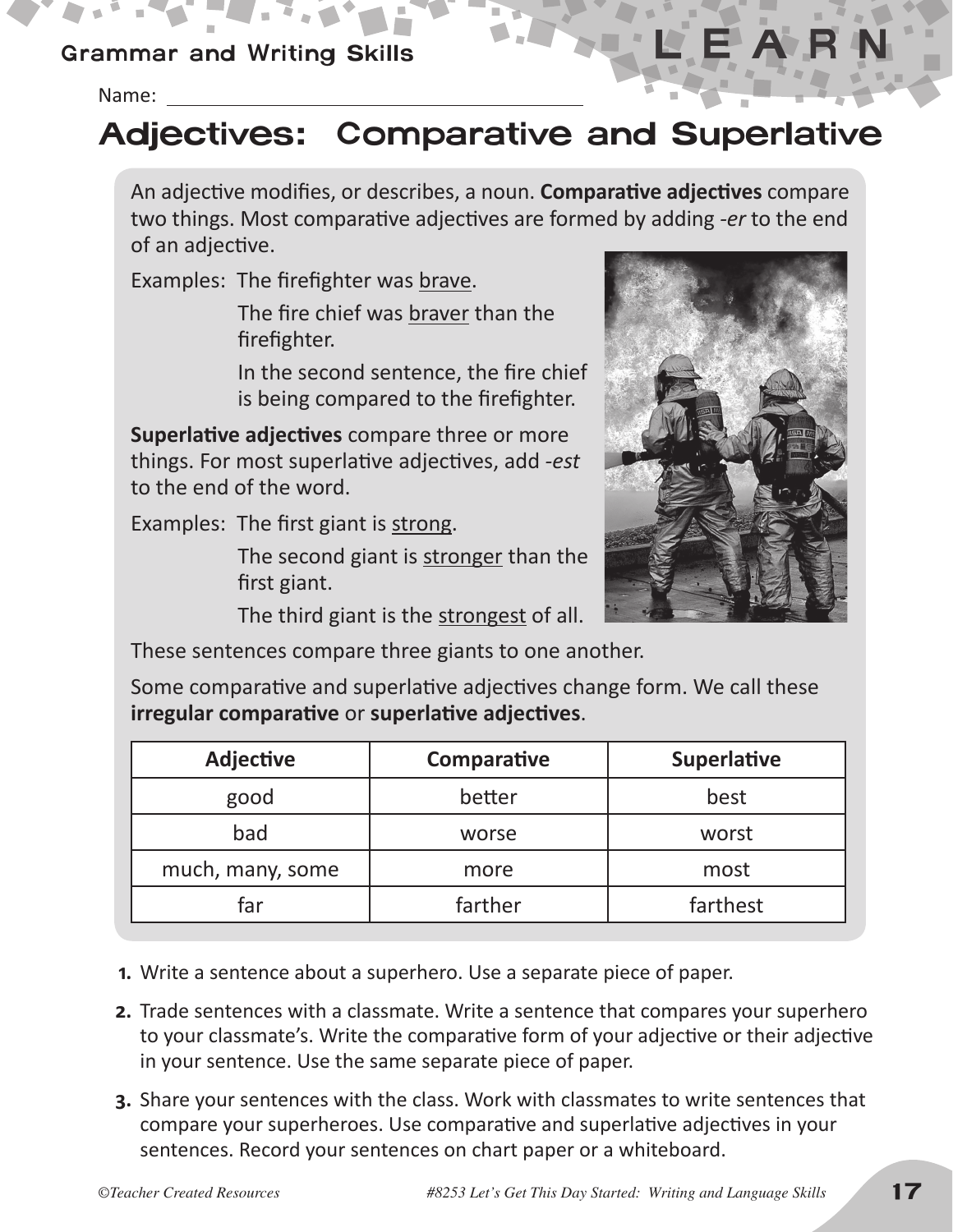# Adjectives: Comparative and Superlative

Name: ___________________________

An adjective modifies, or describes, a noun. **Comparative adjectives** compare two things. Most comparative adjectives are formed by adding *-er* to the end of an adjective.

Examples: The firefighter was brave.

The fire chief was braver than the firefighter.

In the second sentence, the fire chief is being compared to the firefighter.

**Superlative adjectives** compare three or more things. For most superlative adjectives, add *-est* to the end of the word.

Examples: The first giant is strong.

The second giant is stronger than the first giant.

The third giant is the strongest of all.

These sentences compare three giants to one another.

Some comparative and superlative adjectives change form. We call these **irregular comparative** or **superlative adjectives**.

| Adjective | Comparative | Superlative |
|---|---|---|
| good | better | best |
| bad | worse | worst |
| much, many, some | more | most |
| far | farther | farthest |

1. Write a sentence about a superhero. Use a separate piece of paper.
2. Trade sentences with a classmate. Write a sentence that compares your superhero to your classmate's. Write the comparative form of your adjective or their adjective in your sentence. Use the same separate piece of paper.
3. Share your sentences with the class. Work with classmates to write sentences that compare your superheroes. Use comparative and superlative adjectives in your sentences. Record your sentences on chart paper or a whiteboard.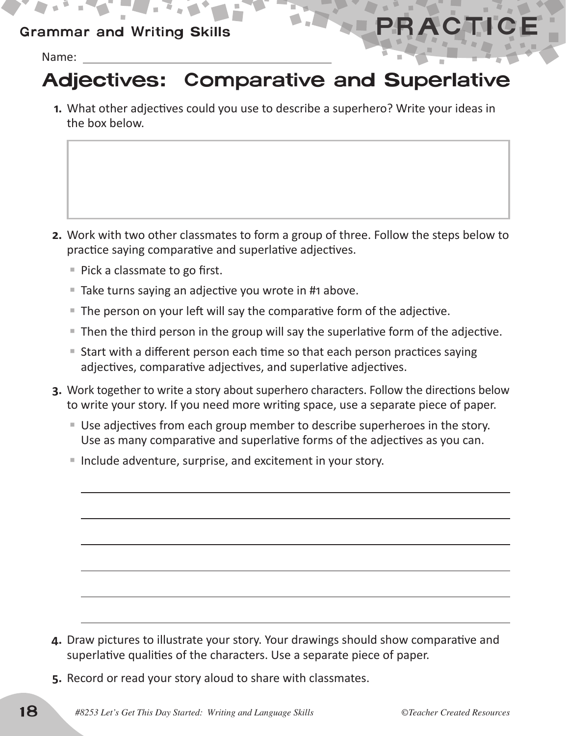Grammar and Writing Skills

# PRACTICE

Name: ________________________________

## Adjectives: Comparative and Superlative

1. What other adjectives could you use to describe a superhero? Write your ideas in the box below.

2. Work with two other classmates to form a group of three. Follow the steps below to practice saying comparative and superlative adjectives.
   - Pick a classmate to go first.
   - Take turns saying an adjective you wrote in #1 above.
   - The person on your left will say the comparative form of the adjective.
   - Then the third person in the group will say the superlative form of the adjective.
   - Start with a different person each time so that each person practices saying adjectives, comparative adjectives, and superlative adjectives.

3. Work together to write a story about superhero characters. Follow the directions below to write your story. If you need more writing space, use a separate piece of paper.
   - Use adjectives from each group member to describe superheroes in the story. Use as many comparative and superlative forms of the adjectives as you can.
   - Include adventure, surprise, and excitement in your story.

________________________________________________

________________________________________________

________________________________________________

________________________________________________

________________________________________________

________________________________________________

4. Draw pictures to illustrate your story. Your drawings should show comparative and superlative qualities of the characters. Use a separate piece of paper.

5. Record or read your story aloud to share with classmates.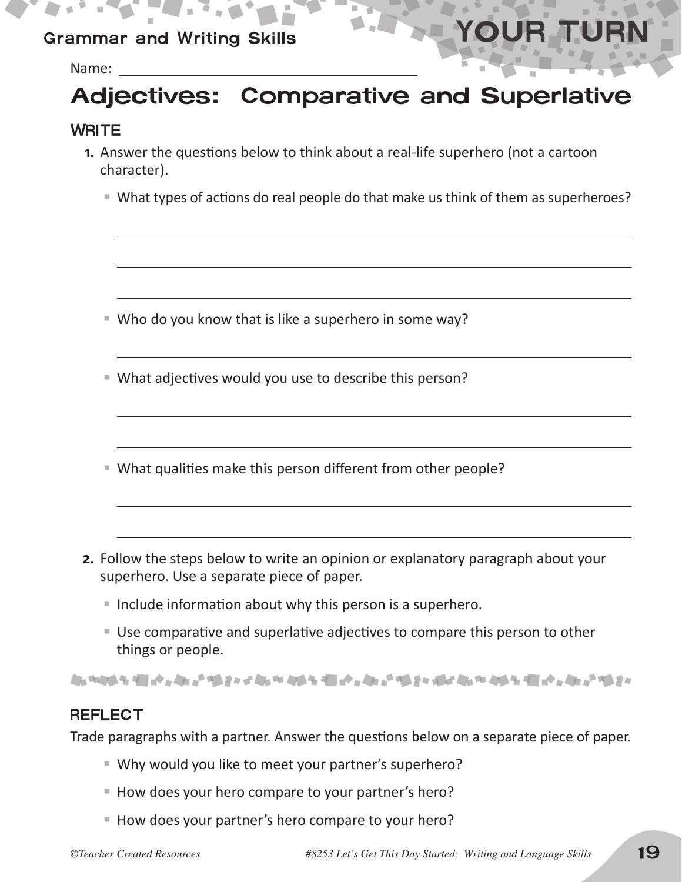Grammar and Writing Skills

# YOUR TURN

Name: ________________________________________

## Adjectives: Comparative and Superlative

### WRITE

1. Answer the questions below to think about a real-life superhero (not a cartoon character).

   - What types of actions do real people do that make us think of them as superheroes?

     ______________________________________________________________

     ______________________________________________________________

     ______________________________________________________________

   - Who do you know that is like a superhero in some way?

     ______________________________________________________________

   - What adjectives would you use to describe this person?

     ______________________________________________________________

     ______________________________________________________________

   - What qualities make this person different from other people?

     ______________________________________________________________

     ______________________________________________________________

2. Follow the steps below to write an opinion or explanatory paragraph about your superhero. Use a separate piece of paper.

   - Include information about why this person is a superhero.
   - Use comparative and superlative adjectives to compare this person to other things or people.

### REFLECT

Trade paragraphs with a partner. Answer the questions below on a separate piece of paper.

- Why would you like to meet your partner's superhero?
- How does your hero compare to your partner's hero?
- How does your partner's hero compare to your hero?